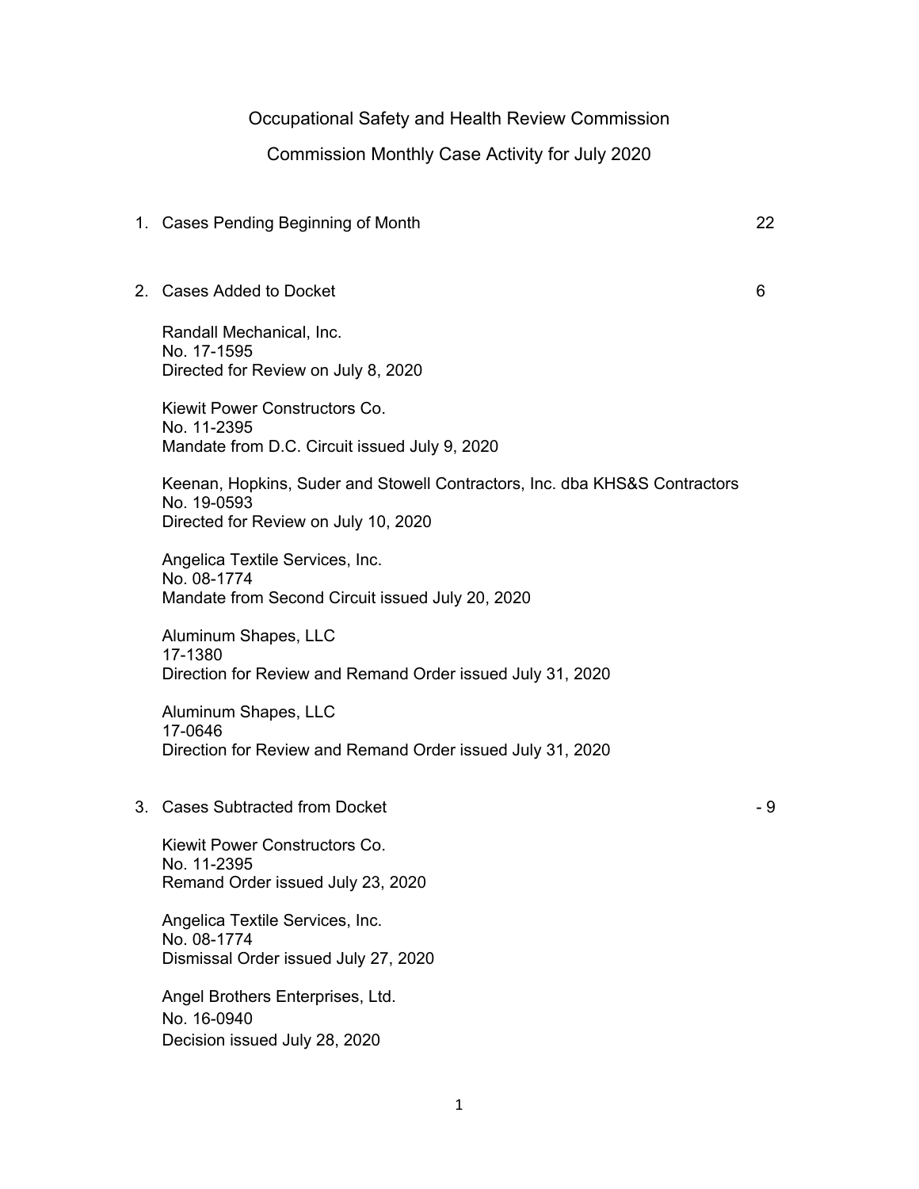# Occupational Safety and Health Review Commission

## Commission Monthly Case Activity for July 2020

1. Cases Pending Beginning of Month 22

2. Cases Added to Docket 6

   Randall Mechanical, Inc.
   No. 17-1595
   Directed for Review on July 8, 2020

   Kiewit Power Constructors Co.
   No. 11-2395
   Mandate from D.C. Circuit issued July 9, 2020

   Keenan, Hopkins, Suder and Stowell Contractors, Inc. dba KHS&S Contractors
   No. 19-0593
   Directed for Review on July 10, 2020

   Angelica Textile Services, Inc.
   No. 08-1774
   Mandate from Second Circuit issued July 20, 2020

   Aluminum Shapes, LLC
   17-1380
   Direction for Review and Remand Order issued July 31, 2020

   Aluminum Shapes, LLC
   17-0646
   Direction for Review and Remand Order issued July 31, 2020

3. Cases Subtracted from Docket - 9

   Kiewit Power Constructors Co.
   No. 11-2395
   Remand Order issued July 23, 2020

   Angelica Textile Services, Inc.
   No. 08-1774
   Dismissal Order issued July 27, 2020

   Angel Brothers Enterprises, Ltd.
   No. 16-0940
   Decision issued July 28, 2020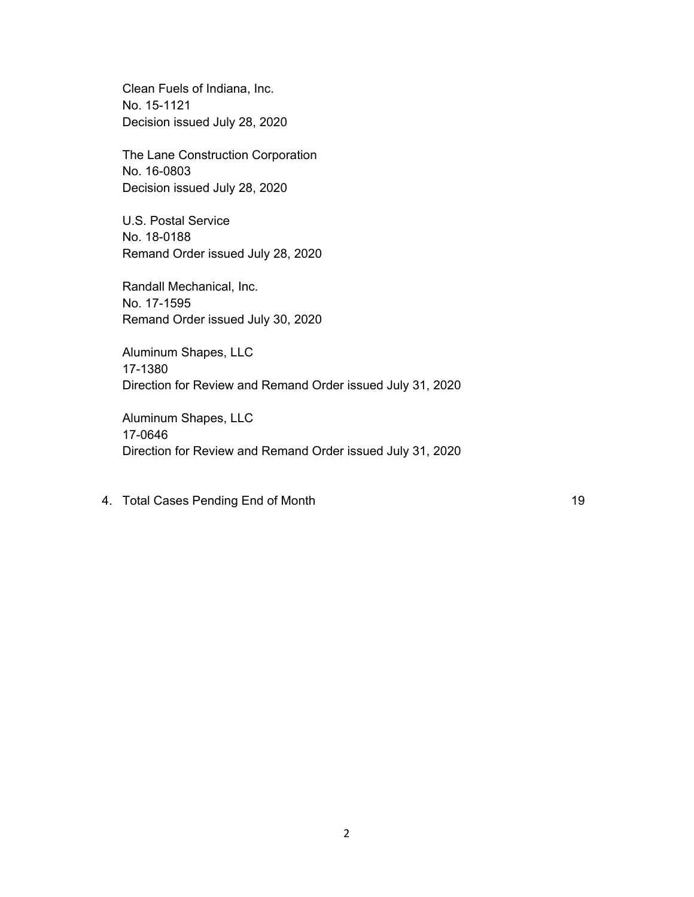Clean Fuels of Indiana, Inc.
No. 15-1121
Decision issued July 28, 2020

The Lane Construction Corporation
No. 16-0803
Decision issued July 28, 2020

U.S. Postal Service
No. 18-0188
Remand Order issued July 28, 2020

Randall Mechanical, Inc.
No. 17-1595
Remand Order issued July 30, 2020

Aluminum Shapes, LLC
17-1380
Direction for Review and Remand Order issued July 31, 2020

Aluminum Shapes, LLC
17-0646
Direction for Review and Remand Order issued July 31, 2020

4. Total Cases Pending End of Month 19